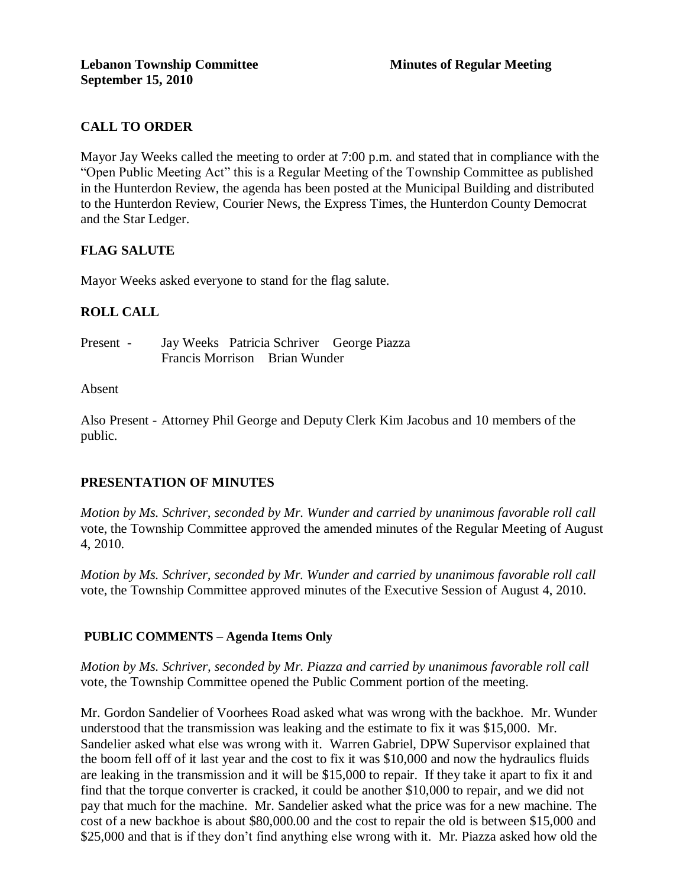**Lebanon Township Committee** **Minutes of Regular Meeting**
**September 15, 2010**

## CALL TO ORDER

Mayor Jay Weeks called the meeting to order at 7:00 p.m. and stated that in compliance with the "Open Public Meeting Act" this is a Regular Meeting of the Township Committee as published in the Hunterdon Review, the agenda has been posted at the Municipal Building and distributed to the Hunterdon Review, Courier News, the Express Times, the Hunterdon County Democrat and the Star Ledger.

## FLAG SALUTE

Mayor Weeks asked everyone to stand for the flag salute.

## ROLL CALL

Present - Jay Weeks Patricia Schriver George Piazza
Francis Morrison Brian Wunder

Absent

Also Present - Attorney Phil George and Deputy Clerk Kim Jacobus and 10 members of the public.

## PRESENTATION OF MINUTES

*Motion by Ms. Schriver, seconded by Mr. Wunder and carried by unanimous favorable roll call* vote, the Township Committee approved the amended minutes of the Regular Meeting of August 4, 2010.

*Motion by Ms. Schriver, seconded by Mr. Wunder and carried by unanimous favorable roll call* vote, the Township Committee approved minutes of the Executive Session of August 4, 2010.

## PUBLIC COMMENTS – Agenda Items Only

*Motion by Ms. Schriver, seconded by Mr. Piazza and carried by unanimous favorable roll call* vote, the Township Committee opened the Public Comment portion of the meeting.

Mr. Gordon Sandelier of Voorhees Road asked what was wrong with the backhoe. Mr. Wunder understood that the transmission was leaking and the estimate to fix it was $15,000. Mr. Sandelier asked what else was wrong with it. Warren Gabriel, DPW Supervisor explained that the boom fell off of it last year and the cost to fix it was $10,000 and now the hydraulics fluids are leaking in the transmission and it will be $15,000 to repair. If they take it apart to fix it and find that the torque converter is cracked, it could be another $10,000 to repair, and we did not pay that much for the machine. Mr. Sandelier asked what the price was for a new machine. The cost of a new backhoe is about $80,000.00 and the cost to repair the old is between $15,000 and $25,000 and that is if they don't find anything else wrong with it. Mr. Piazza asked how old the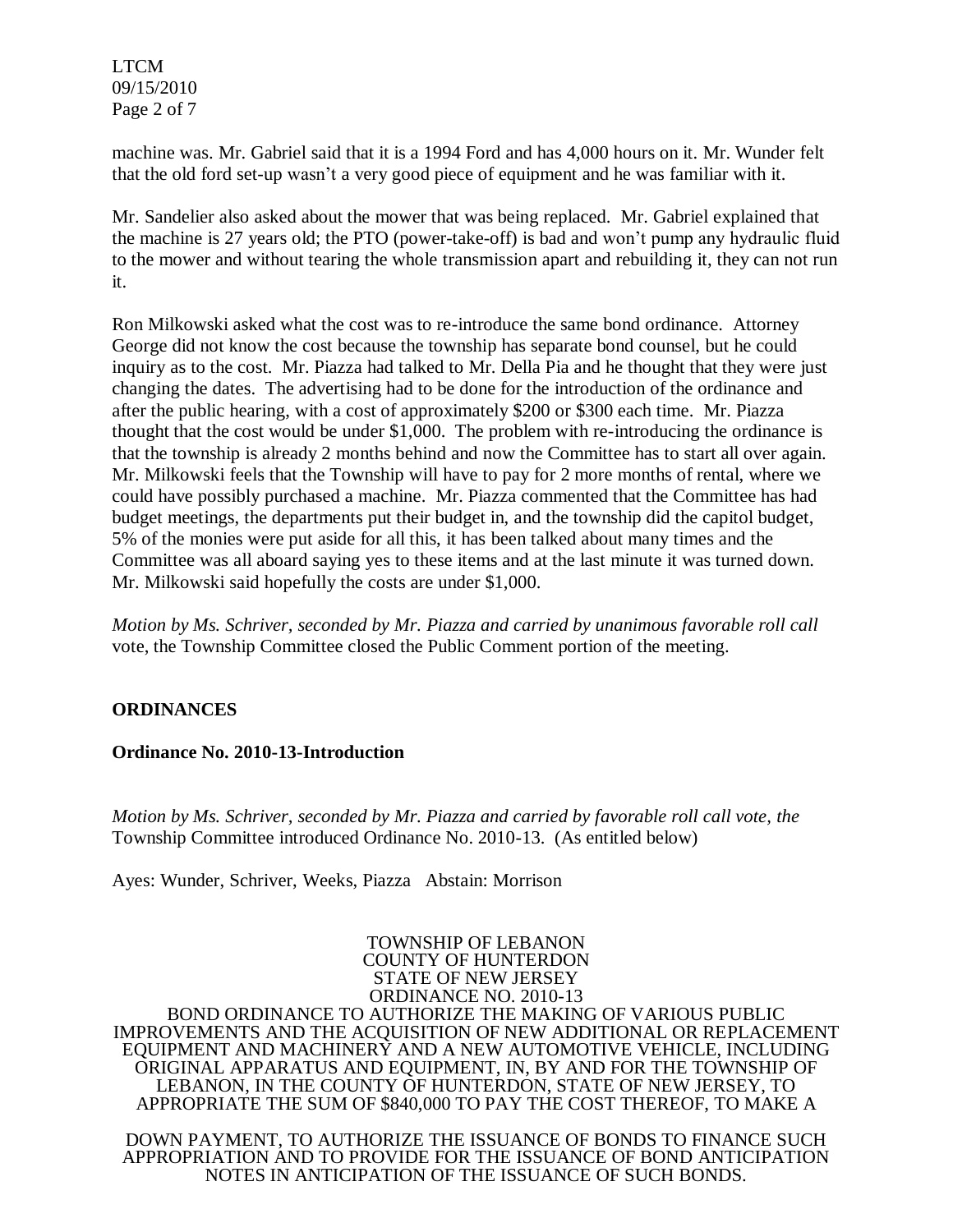machine was. Mr. Gabriel said that it is a 1994 Ford and has 4,000 hours on it. Mr. Wunder felt that the old ford set-up wasn't a very good piece of equipment and he was familiar with it.

Mr. Sandelier also asked about the mower that was being replaced. Mr. Gabriel explained that the machine is 27 years old; the PTO (power-take-off) is bad and won't pump any hydraulic fluid to the mower and without tearing the whole transmission apart and rebuilding it, they can not run it.

Ron Milkowski asked what the cost was to re-introduce the same bond ordinance. Attorney George did not know the cost because the township has separate bond counsel, but he could inquiry as to the cost. Mr. Piazza had talked to Mr. Della Pia and he thought that they were just changing the dates. The advertising had to be done for the introduction of the ordinance and after the public hearing, with a cost of approximately $200 or $300 each time. Mr. Piazza thought that the cost would be under $1,000. The problem with re-introducing the ordinance is that the township is already 2 months behind and now the Committee has to start all over again. Mr. Milkowski feels that the Township will have to pay for 2 more months of rental, where we could have possibly purchased a machine. Mr. Piazza commented that the Committee has had budget meetings, the departments put their budget in, and the township did the capitol budget, 5% of the monies were put aside for all this, it has been talked about many times and the Committee was all aboard saying yes to these items and at the last minute it was turned down. Mr. Milkowski said hopefully the costs are under $1,000.

*Motion by Ms. Schriver, seconded by Mr. Piazza and carried by unanimous favorable roll call* vote, the Township Committee closed the Public Comment portion of the meeting.

## ORDINANCES

### Ordinance No. 2010-13-Introduction

*Motion by Ms. Schriver, seconded by Mr. Piazza and carried by favorable roll call vote, the* Township Committee introduced Ordinance No. 2010-13. (As entitled below)

Ayes: Wunder, Schriver, Weeks, Piazza Abstain: Morrison

TOWNSHIP OF LEBANON
COUNTY OF HUNTERDON
STATE OF NEW JERSEY
ORDINANCE NO. 2010-13
BOND ORDINANCE TO AUTHORIZE THE MAKING OF VARIOUS PUBLIC IMPROVEMENTS AND THE ACQUISITION OF NEW ADDITIONAL OR REPLACEMENT EQUIPMENT AND MACHINERY AND A NEW AUTOMOTIVE VEHICLE, INCLUDING ORIGINAL APPARATUS AND EQUIPMENT, IN, BY AND FOR THE TOWNSHIP OF LEBANON, IN THE COUNTY OF HUNTERDON, STATE OF NEW JERSEY, TO APPROPRIATE THE SUM OF $840,000 TO PAY THE COST THEREOF, TO MAKE A DOWN PAYMENT, TO AUTHORIZE THE ISSUANCE OF BONDS TO FINANCE SUCH APPROPRIATION AND TO PROVIDE FOR THE ISSUANCE OF BOND ANTICIPATION NOTES IN ANTICIPATION OF THE ISSUANCE OF SUCH BONDS.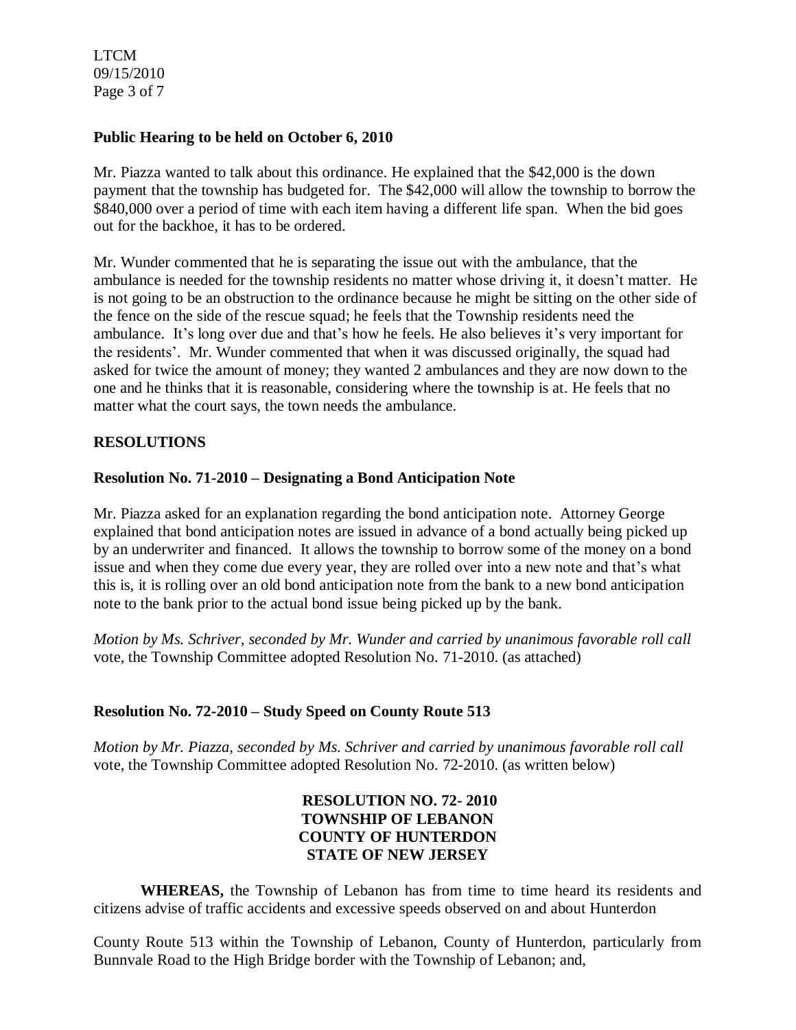**Public Hearing to be held on October 6, 2010**

Mr. Piazza wanted to talk about this ordinance. He explained that the $42,000 is the down payment that the township has budgeted for. The $42,000 will allow the township to borrow the $840,000 over a period of time with each item having a different life span. When the bid goes out for the backhoe, it has to be ordered.

Mr. Wunder commented that he is separating the issue out with the ambulance, that the ambulance is needed for the township residents no matter whose driving it, it doesn't matter. He is not going to be an obstruction to the ordinance because he might be sitting on the other side of the fence on the side of the rescue squad; he feels that the Township residents need the ambulance. It's long over due and that's how he feels. He also believes it's very important for the residents'. Mr. Wunder commented that when it was discussed originally, the squad had asked for twice the amount of money; they wanted 2 ambulances and they are now down to the one and he thinks that it is reasonable, considering where the township is at. He feels that no matter what the court says, the town needs the ambulance.

## RESOLUTIONS

**Resolution No. 71-2010 – Designating a Bond Anticipation Note**

Mr. Piazza asked for an explanation regarding the bond anticipation note. Attorney George explained that bond anticipation notes are issued in advance of a bond actually being picked up by an underwriter and financed. It allows the township to borrow some of the money on a bond issue and when they come due every year, they are rolled over into a new note and that's what this is, it is rolling over an old bond anticipation note from the bank to a new bond anticipation note to the bank prior to the actual bond issue being picked up by the bank.

*Motion by Ms. Schriver, seconded by Mr. Wunder and carried by unanimous favorable roll call* vote, the Township Committee adopted Resolution No. 71-2010. (as attached)

**Resolution No. 72-2010 – Study Speed on County Route 513**

*Motion by Mr. Piazza, seconded by Ms. Schriver and carried by unanimous favorable roll call* vote, the Township Committee adopted Resolution No. 72-2010. (as written below)

**RESOLUTION NO. 72- 2010**
**TOWNSHIP OF LEBANON**
**COUNTY OF HUNTERDON**
**STATE OF NEW JERSEY**

**WHEREAS,** the Township of Lebanon has from time to time heard its residents and citizens advise of traffic accidents and excessive speeds observed on and about Hunterdon County Route 513 within the Township of Lebanon, County of Hunterdon, particularly from Bunnvale Road to the High Bridge border with the Township of Lebanon; and,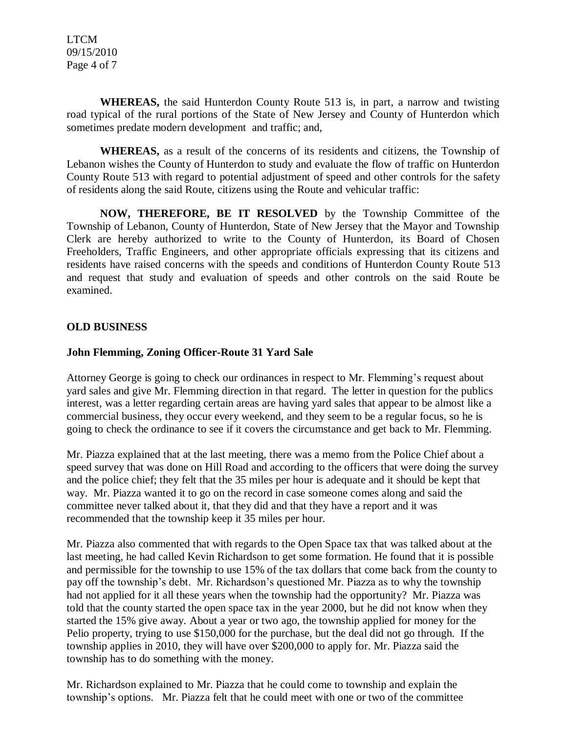**WHEREAS,** the said Hunterdon County Route 513 is, in part, a narrow and twisting road typical of the rural portions of the State of New Jersey and County of Hunterdon which sometimes predate modern development and traffic; and,

**WHEREAS,** as a result of the concerns of its residents and citizens, the Township of Lebanon wishes the County of Hunterdon to study and evaluate the flow of traffic on Hunterdon County Route 513 with regard to potential adjustment of speed and other controls for the safety of residents along the said Route, citizens using the Route and vehicular traffic:

**NOW, THEREFORE, BE IT RESOLVED** by the Township Committee of the Township of Lebanon, County of Hunterdon, State of New Jersey that the Mayor and Township Clerk are hereby authorized to write to the County of Hunterdon, its Board of Chosen Freeholders, Traffic Engineers, and other appropriate officials expressing that its citizens and residents have raised concerns with the speeds and conditions of Hunterdon County Route 513 and request that study and evaluation of speeds and other controls on the said Route be examined.

## OLD BUSINESS

### John Flemming, Zoning Officer-Route 31 Yard Sale

Attorney George is going to check our ordinances in respect to Mr. Flemming's request about yard sales and give Mr. Flemming direction in that regard. The letter in question for the publics interest, was a letter regarding certain areas are having yard sales that appear to be almost like a commercial business, they occur every weekend, and they seem to be a regular focus, so he is going to check the ordinance to see if it covers the circumstance and get back to Mr. Flemming.

Mr. Piazza explained that at the last meeting, there was a memo from the Police Chief about a speed survey that was done on Hill Road and according to the officers that were doing the survey and the police chief; they felt that the 35 miles per hour is adequate and it should be kept that way. Mr. Piazza wanted it to go on the record in case someone comes along and said the committee never talked about it, that they did and that they have a report and it was recommended that the township keep it 35 miles per hour.

Mr. Piazza also commented that with regards to the Open Space tax that was talked about at the last meeting, he had called Kevin Richardson to get some formation. He found that it is possible and permissible for the township to use 15% of the tax dollars that come back from the county to pay off the township's debt. Mr. Richardson's questioned Mr. Piazza as to why the township had not applied for it all these years when the township had the opportunity? Mr. Piazza was told that the county started the open space tax in the year 2000, but he did not know when they started the 15% give away. About a year or two ago, the township applied for money for the Pelio property, trying to use $150,000 for the purchase, but the deal did not go through. If the township applies in 2010, they will have over $200,000 to apply for. Mr. Piazza said the township has to do something with the money.

Mr. Richardson explained to Mr. Piazza that he could come to township and explain the township's options. Mr. Piazza felt that he could meet with one or two of the committee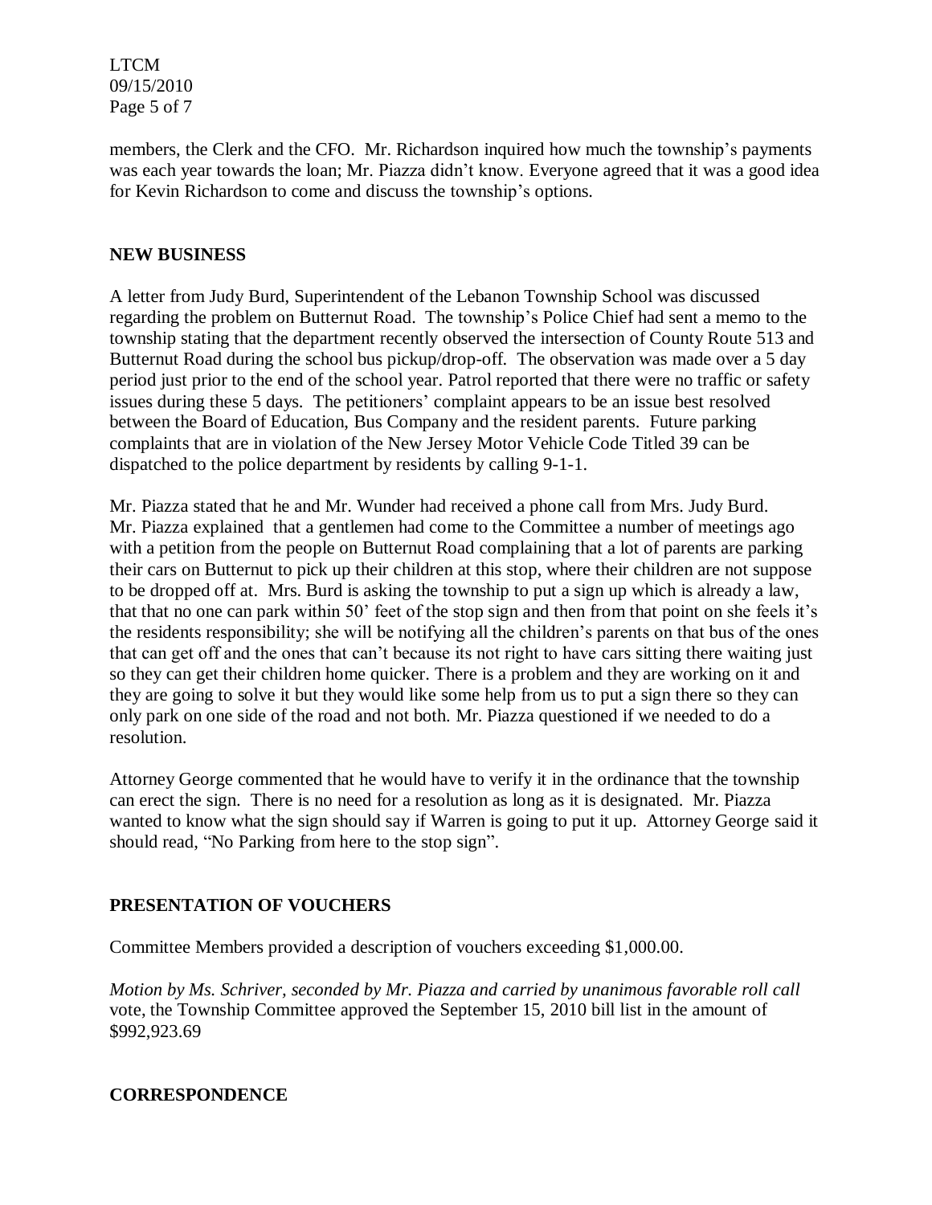members, the Clerk and the CFO. Mr. Richardson inquired how much the township's payments was each year towards the loan; Mr. Piazza didn't know. Everyone agreed that it was a good idea for Kevin Richardson to come and discuss the township's options.

## NEW BUSINESS

A letter from Judy Burd, Superintendent of the Lebanon Township School was discussed regarding the problem on Butternut Road. The township's Police Chief had sent a memo to the township stating that the department recently observed the intersection of County Route 513 and Butternut Road during the school bus pickup/drop-off. The observation was made over a 5 day period just prior to the end of the school year. Patrol reported that there were no traffic or safety issues during these 5 days. The petitioners' complaint appears to be an issue best resolved between the Board of Education, Bus Company and the resident parents. Future parking complaints that are in violation of the New Jersey Motor Vehicle Code Titled 39 can be dispatched to the police department by residents by calling 9-1-1.

Mr. Piazza stated that he and Mr. Wunder had received a phone call from Mrs. Judy Burd. Mr. Piazza explained that a gentlemen had come to the Committee a number of meetings ago with a petition from the people on Butternut Road complaining that a lot of parents are parking their cars on Butternut to pick up their children at this stop, where their children are not suppose to be dropped off at. Mrs. Burd is asking the township to put a sign up which is already a law, that that no one can park within 50' feet of the stop sign and then from that point on she feels it's the residents responsibility; she will be notifying all the children's parents on that bus of the ones that can get off and the ones that can't because its not right to have cars sitting there waiting just so they can get their children home quicker. There is a problem and they are working on it and they are going to solve it but they would like some help from us to put a sign there so they can only park on one side of the road and not both. Mr. Piazza questioned if we needed to do a resolution.

Attorney George commented that he would have to verify it in the ordinance that the township can erect the sign. There is no need for a resolution as long as it is designated. Mr. Piazza wanted to know what the sign should say if Warren is going to put it up. Attorney George said it should read, "No Parking from here to the stop sign".

## PRESENTATION OF VOUCHERS

Committee Members provided a description of vouchers exceeding $1,000.00.

*Motion by Ms. Schriver, seconded by Mr. Piazza and carried by unanimous favorable roll call* vote, the Township Committee approved the September 15, 2010 bill list in the amount of $992,923.69

## CORRESPONDENCE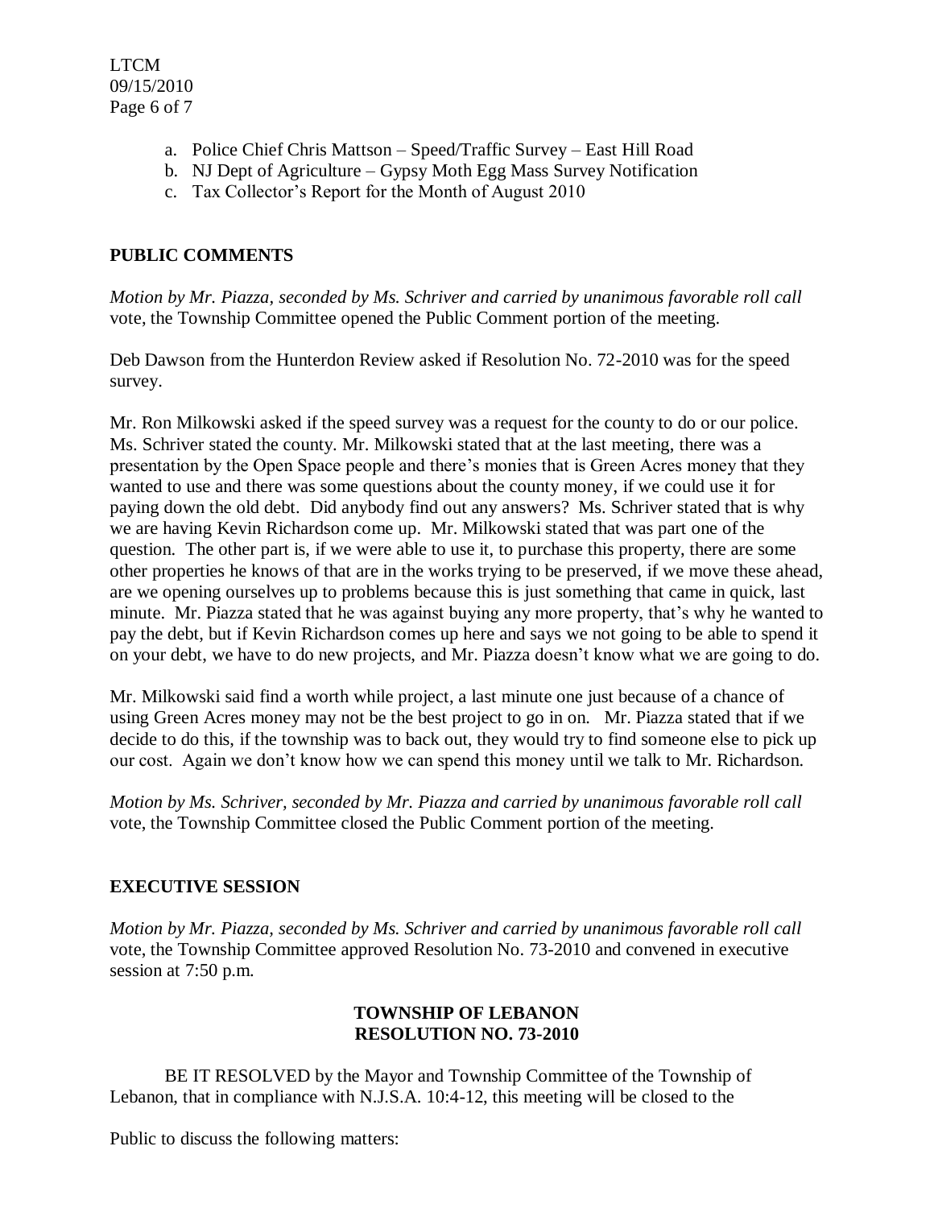a. Police Chief Chris Mattson – Speed/Traffic Survey – East Hill Road
b. NJ Dept of Agriculture – Gypsy Moth Egg Mass Survey Notification
c. Tax Collector's Report for the Month of August 2010

## PUBLIC COMMENTS

*Motion by Mr. Piazza, seconded by Ms. Schriver and carried by unanimous favorable roll call* vote, the Township Committee opened the Public Comment portion of the meeting.

Deb Dawson from the Hunterdon Review asked if Resolution No. 72-2010 was for the speed survey.

Mr. Ron Milkowski asked if the speed survey was a request for the county to do or our police. Ms. Schriver stated the county. Mr. Milkowski stated that at the last meeting, there was a presentation by the Open Space people and there's monies that is Green Acres money that they wanted to use and there was some questions about the county money, if we could use it for paying down the old debt. Did anybody find out any answers? Ms. Schriver stated that is why we are having Kevin Richardson come up. Mr. Milkowski stated that was part one of the question. The other part is, if we were able to use it, to purchase this property, there are some other properties he knows of that are in the works trying to be preserved, if we move these ahead, are we opening ourselves up to problems because this is just something that came in quick, last minute. Mr. Piazza stated that he was against buying any more property, that's why he wanted to pay the debt, but if Kevin Richardson comes up here and says we not going to be able to spend it on your debt, we have to do new projects, and Mr. Piazza doesn't know what we are going to do.

Mr. Milkowski said find a worth while project, a last minute one just because of a chance of using Green Acres money may not be the best project to go in on. Mr. Piazza stated that if we decide to do this, if the township was to back out, they would try to find someone else to pick up our cost. Again we don't know how we can spend this money until we talk to Mr. Richardson.

*Motion by Ms. Schriver, seconded by Mr. Piazza and carried by unanimous favorable roll call* vote, the Township Committee closed the Public Comment portion of the meeting.

## EXECUTIVE SESSION

*Motion by Mr. Piazza, seconded by Ms. Schriver and carried by unanimous favorable roll call* vote, the Township Committee approved Resolution No. 73-2010 and convened in executive session at 7:50 p.m.

**TOWNSHIP OF LEBANON**
**RESOLUTION NO. 73-2010**

BE IT RESOLVED by the Mayor and Township Committee of the Township of Lebanon, that in compliance with N.J.S.A. 10:4-12, this meeting will be closed to the

Public to discuss the following matters: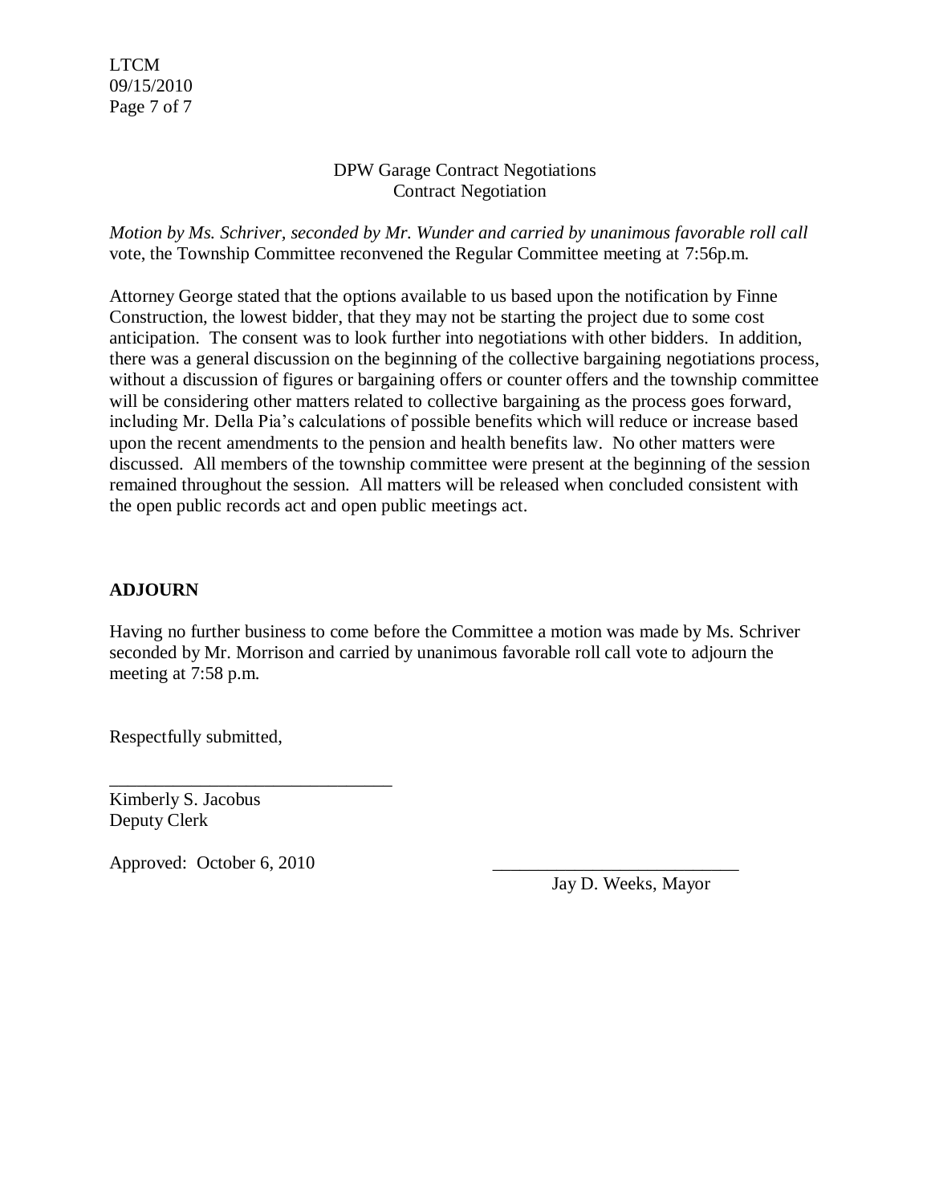DPW Garage Contract Negotiations
Contract Negotiation

*Motion by Ms. Schriver, seconded by Mr. Wunder and carried by unanimous favorable roll call* vote, the Township Committee reconvened the Regular Committee meeting at 7:56p.m.

Attorney George stated that the options available to us based upon the notification by Finne Construction, the lowest bidder, that they may not be starting the project due to some cost anticipation. The consent was to look further into negotiations with other bidders. In addition, there was a general discussion on the beginning of the collective bargaining negotiations process, without a discussion of figures or bargaining offers or counter offers and the township committee will be considering other matters related to collective bargaining as the process goes forward, including Mr. Della Pia's calculations of possible benefits which will reduce or increase based upon the recent amendments to the pension and health benefits law. No other matters were discussed. All members of the township committee were present at the beginning of the session remained throughout the session. All matters will be released when concluded consistent with the open public records act and open public meetings act.

**ADJOURN**

Having no further business to come before the Committee a motion was made by Ms. Schriver seconded by Mr. Morrison and carried by unanimous favorable roll call vote to adjourn the meeting at 7:58 p.m.

Respectfully submitted,

\_\_\_\_\_\_\_\_\_\_\_\_\_\_\_\_\_\_\_\_\_\_\_\_\_\_\_\_\_\_\_\_
Kimberly S. Jacobus
Deputy Clerk

Approved: October 6, 2010

\_\_\_\_\_\_\_\_\_\_\_\_\_\_\_\_\_\_\_\_\_\_\_\_\_\_\_\_
Jay D. Weeks, Mayor